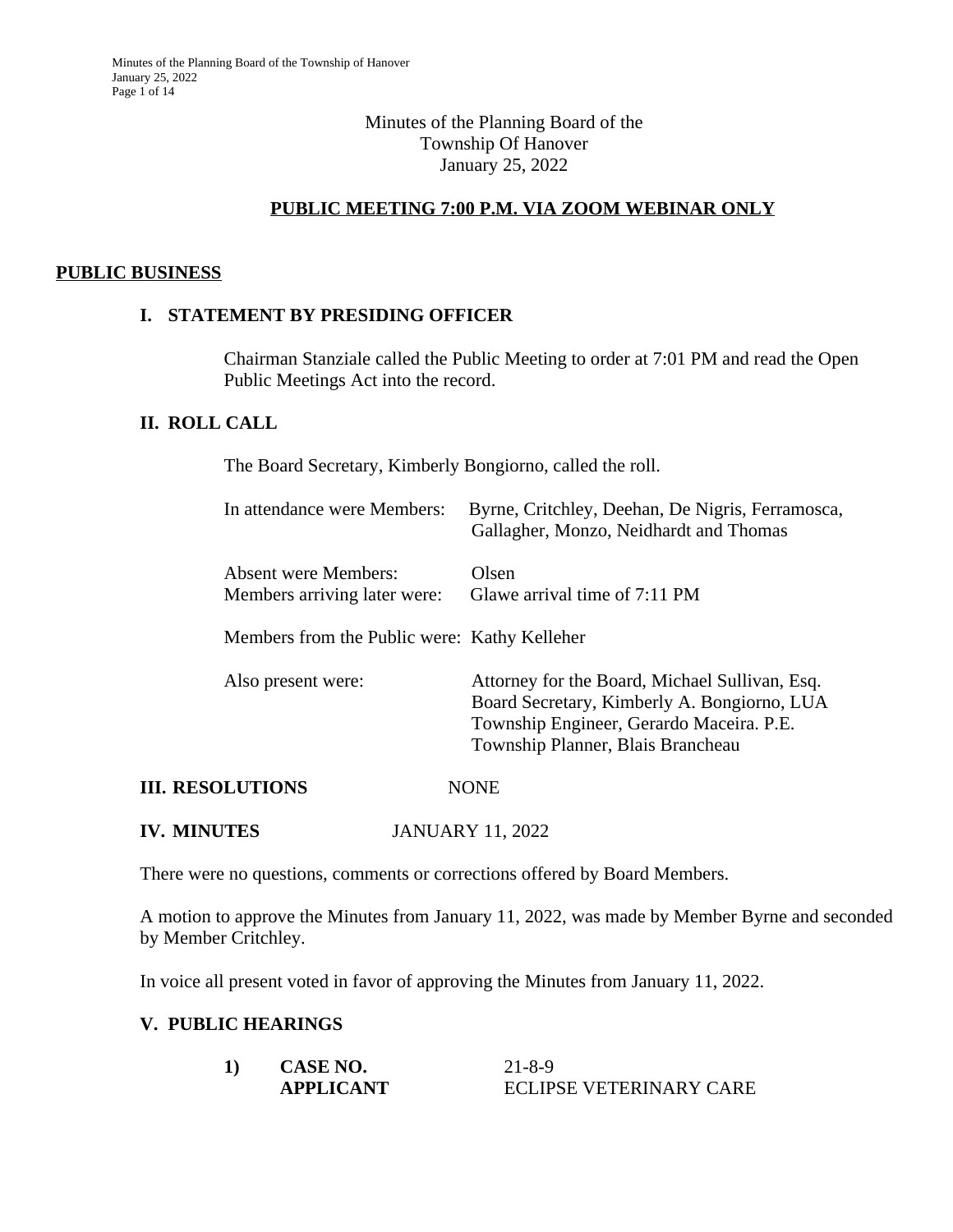# Minutes of the Planning Board of the Township Of Hanover
January 25, 2022

## PUBLIC MEETING 7:00 P.M. VIA ZOOM WEBINAR ONLY

## PUBLIC BUSINESS

### I. STATEMENT BY PRESIDING OFFICER

Chairman Stanziale called the Public Meeting to order at 7:01 PM and read the Open Public Meetings Act into the record.

### II. ROLL CALL

The Board Secretary, Kimberly Bongiorno, called the roll.

| | |
|---|---|
| In attendance were Members: | Byrne, Critchley, Deehan, De Nigris, Ferramosca, Gallagher, Monzo, Neidhardt and Thomas |
| Absent were Members: | Olsen |
| Members arriving later were: | Glawe arrival time of 7:11 PM |
| Members from the Public were: | Kathy Kelleher |
| Also present were: | Attorney for the Board, Michael Sullivan, Esq.<br>Board Secretary, Kimberly A. Bongiorno, LUA<br>Township Engineer, Gerardo Maceira. P.E.<br>Township Planner, Blais Brancheau |

### III. RESOLUTIONS NONE

### IV. MINUTES JANUARY 11, 2022

There were no questions, comments or corrections offered by Board Members.

A motion to approve the Minutes from January 11, 2022, was made by Member Byrne and seconded by Member Critchley.

In voice all present voted in favor of approving the Minutes from January 11, 2022.

### V. PUBLIC HEARINGS

**1) CASE NO.** 21-8-9
**APPLICANT** ECLIPSE VETERINARY CARE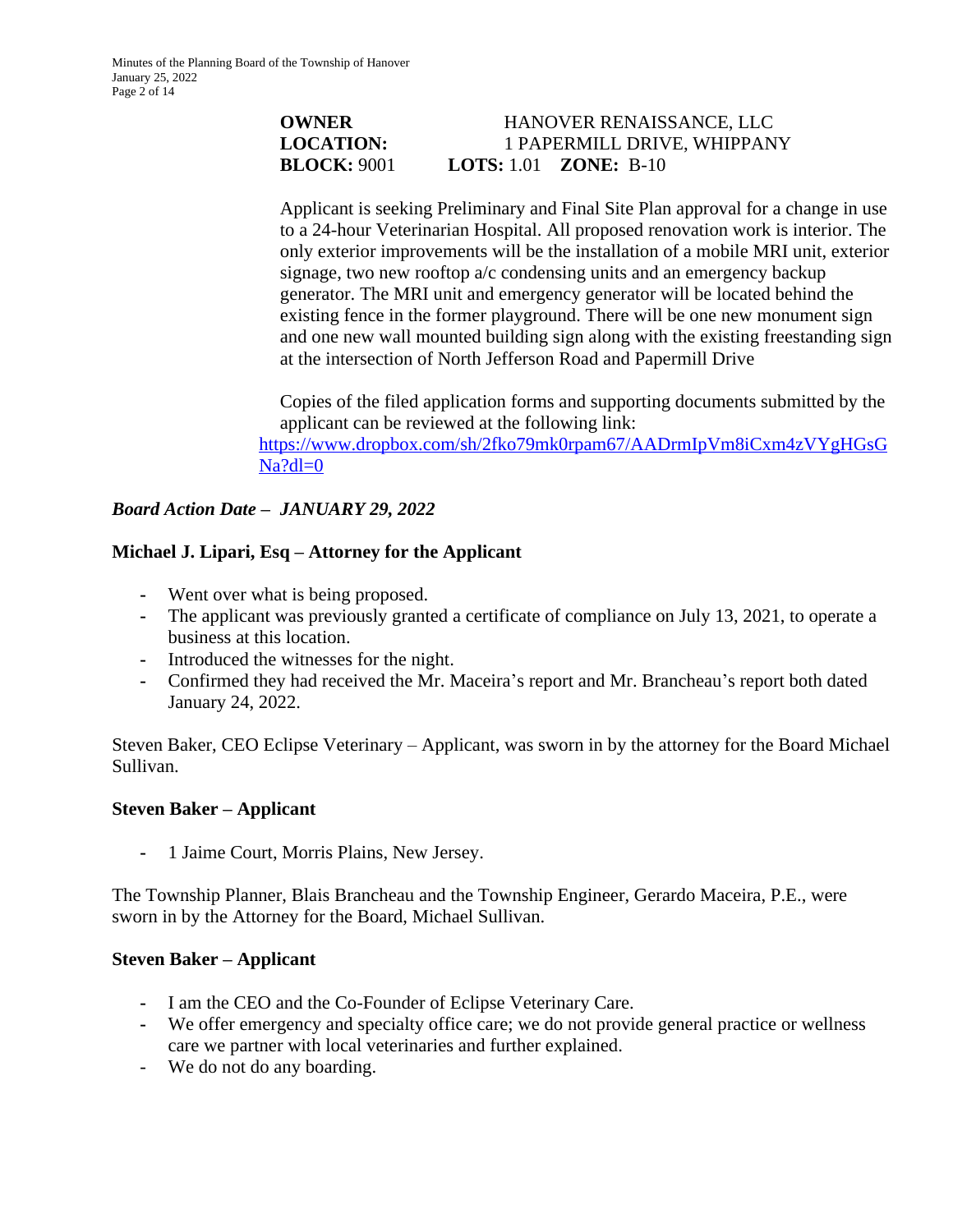**OWNER** HANOVER RENAISSANCE, LLC
**LOCATION:** 1 PAPERMILL DRIVE, WHIPPANY
**BLOCK:** 9001 **LOTS:** 1.01 **ZONE:** B-10

Applicant is seeking Preliminary and Final Site Plan approval for a change in use to a 24-hour Veterinarian Hospital. All proposed renovation work is interior. The only exterior improvements will be the installation of a mobile MRI unit, exterior signage, two new rooftop a/c condensing units and an emergency backup generator. The MRI unit and emergency generator will be located behind the existing fence in the former playground. There will be one new monument sign and one new wall mounted building sign along with the existing freestanding sign at the intersection of North Jefferson Road and Papermill Drive

Copies of the filed application forms and supporting documents submitted by the applicant can be reviewed at the following link:
https://www.dropbox.com/sh/2fko79mk0rpam67/AADrmIpVm8iCxm4zVYgHGsGNa?dl=0

***Board Action Date – JANUARY 29, 2022***

**Michael J. Lipari, Esq – Attorney for the Applicant**

- Went over what is being proposed.
- The applicant was previously granted a certificate of compliance on July 13, 2021, to operate a business at this location.
- Introduced the witnesses for the night.
- Confirmed they had received the Mr. Maceira's report and Mr. Brancheau's report both dated January 24, 2022.

Steven Baker, CEO Eclipse Veterinary – Applicant, was sworn in by the attorney for the Board Michael Sullivan.

**Steven Baker – Applicant**

- 1 Jaime Court, Morris Plains, New Jersey.

The Township Planner, Blais Brancheau and the Township Engineer, Gerardo Maceira, P.E., were sworn in by the Attorney for the Board, Michael Sullivan.

**Steven Baker – Applicant**

- I am the CEO and the Co-Founder of Eclipse Veterinary Care.
- We offer emergency and specialty office care; we do not provide general practice or wellness care we partner with local veterinaries and further explained.
- We do not do any boarding.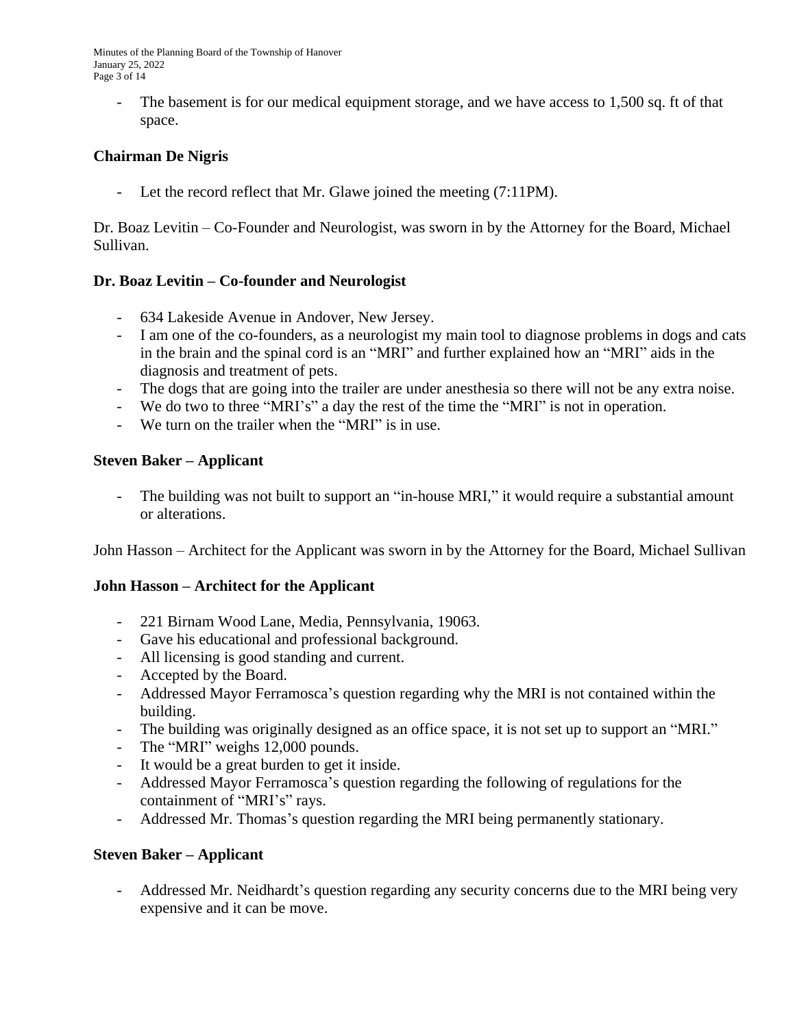- The basement is for our medical equipment storage, and we have access to 1,500 sq. ft of that space.

**Chairman De Nigris**

- Let the record reflect that Mr. Glawe joined the meeting (7:11PM).

Dr. Boaz Levitin – Co-Founder and Neurologist, was sworn in by the Attorney for the Board, Michael Sullivan.

**Dr. Boaz Levitin – Co-founder and Neurologist**

- 634 Lakeside Avenue in Andover, New Jersey.
- I am one of the co-founders, as a neurologist my main tool to diagnose problems in dogs and cats in the brain and the spinal cord is an "MRI" and further explained how an "MRI" aids in the diagnosis and treatment of pets.
- The dogs that are going into the trailer are under anesthesia so there will not be any extra noise.
- We do two to three "MRI's" a day the rest of the time the "MRI" is not in operation.
- We turn on the trailer when the "MRI" is in use.

**Steven Baker – Applicant**

- The building was not built to support an "in-house MRI," it would require a substantial amount or alterations.

John Hasson – Architect for the Applicant was sworn in by the Attorney for the Board, Michael Sullivan

**John Hasson – Architect for the Applicant**

- 221 Birnam Wood Lane, Media, Pennsylvania, 19063.
- Gave his educational and professional background.
- All licensing is good standing and current.
- Accepted by the Board.
- Addressed Mayor Ferramosca's question regarding why the MRI is not contained within the building.
- The building was originally designed as an office space, it is not set up to support an "MRI."
- The "MRI" weighs 12,000 pounds.
- It would be a great burden to get it inside.
- Addressed Mayor Ferramosca's question regarding the following of regulations for the containment of "MRI's" rays.
- Addressed Mr. Thomas's question regarding the MRI being permanently stationary.

**Steven Baker – Applicant**

- Addressed Mr. Neidhardt's question regarding any security concerns due to the MRI being very expensive and it can be move.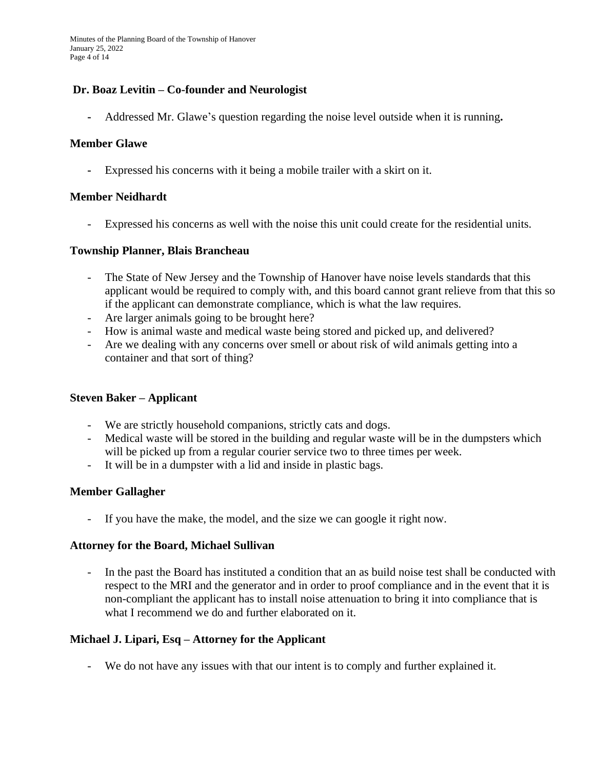**Dr. Boaz Levitin – Co-founder and Neurologist**

- Addressed Mr. Glawe's question regarding the noise level outside when it is running**.**

**Member Glawe**

- Expressed his concerns with it being a mobile trailer with a skirt on it.

**Member Neidhardt**

- Expressed his concerns as well with the noise this unit could create for the residential units.

**Township Planner, Blais Brancheau**

- The State of New Jersey and the Township of Hanover have noise levels standards that this applicant would be required to comply with, and this board cannot grant relieve from that this so if the applicant can demonstrate compliance, which is what the law requires.
- Are larger animals going to be brought here?
- How is animal waste and medical waste being stored and picked up, and delivered?
- Are we dealing with any concerns over smell or about risk of wild animals getting into a container and that sort of thing?

**Steven Baker – Applicant**

- We are strictly household companions, strictly cats and dogs.
- Medical waste will be stored in the building and regular waste will be in the dumpsters which will be picked up from a regular courier service two to three times per week.
- It will be in a dumpster with a lid and inside in plastic bags.

**Member Gallagher**

- If you have the make, the model, and the size we can google it right now.

**Attorney for the Board, Michael Sullivan**

- In the past the Board has instituted a condition that an as build noise test shall be conducted with respect to the MRI and the generator and in order to proof compliance and in the event that it is non-compliant the applicant has to install noise attenuation to bring it into compliance that is what I recommend we do and further elaborated on it.

**Michael J. Lipari, Esq – Attorney for the Applicant**

- We do not have any issues with that our intent is to comply and further explained it.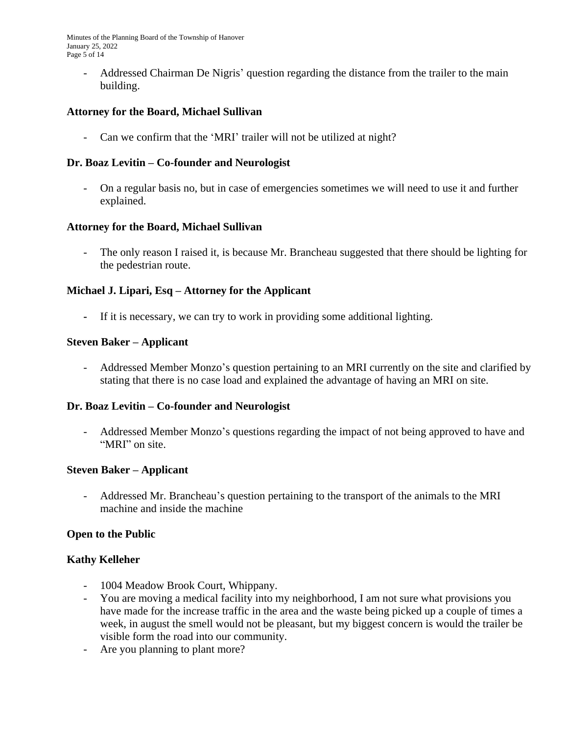- Addressed Chairman De Nigris' question regarding the distance from the trailer to the main building.

**Attorney for the Board, Michael Sullivan**

- Can we confirm that the 'MRI' trailer will not be utilized at night?

**Dr. Boaz Levitin – Co-founder and Neurologist**

- On a regular basis no, but in case of emergencies sometimes we will need to use it and further explained.

**Attorney for the Board, Michael Sullivan**

- The only reason I raised it, is because Mr. Brancheau suggested that there should be lighting for the pedestrian route.

**Michael J. Lipari, Esq – Attorney for the Applicant**

- If it is necessary, we can try to work in providing some additional lighting.

**Steven Baker – Applicant**

- Addressed Member Monzo's question pertaining to an MRI currently on the site and clarified by stating that there is no case load and explained the advantage of having an MRI on site.

**Dr. Boaz Levitin – Co-founder and Neurologist**

- Addressed Member Monzo's questions regarding the impact of not being approved to have and "MRI" on site.

**Steven Baker – Applicant**

- Addressed Mr. Brancheau's question pertaining to the transport of the animals to the MRI machine and inside the machine

**Open to the Public**

**Kathy Kelleher**

- 1004 Meadow Brook Court, Whippany.
- You are moving a medical facility into my neighborhood, I am not sure what provisions you have made for the increase traffic in the area and the waste being picked up a couple of times a week, in august the smell would not be pleasant, but my biggest concern is would the trailer be visible form the road into our community.
- Are you planning to plant more?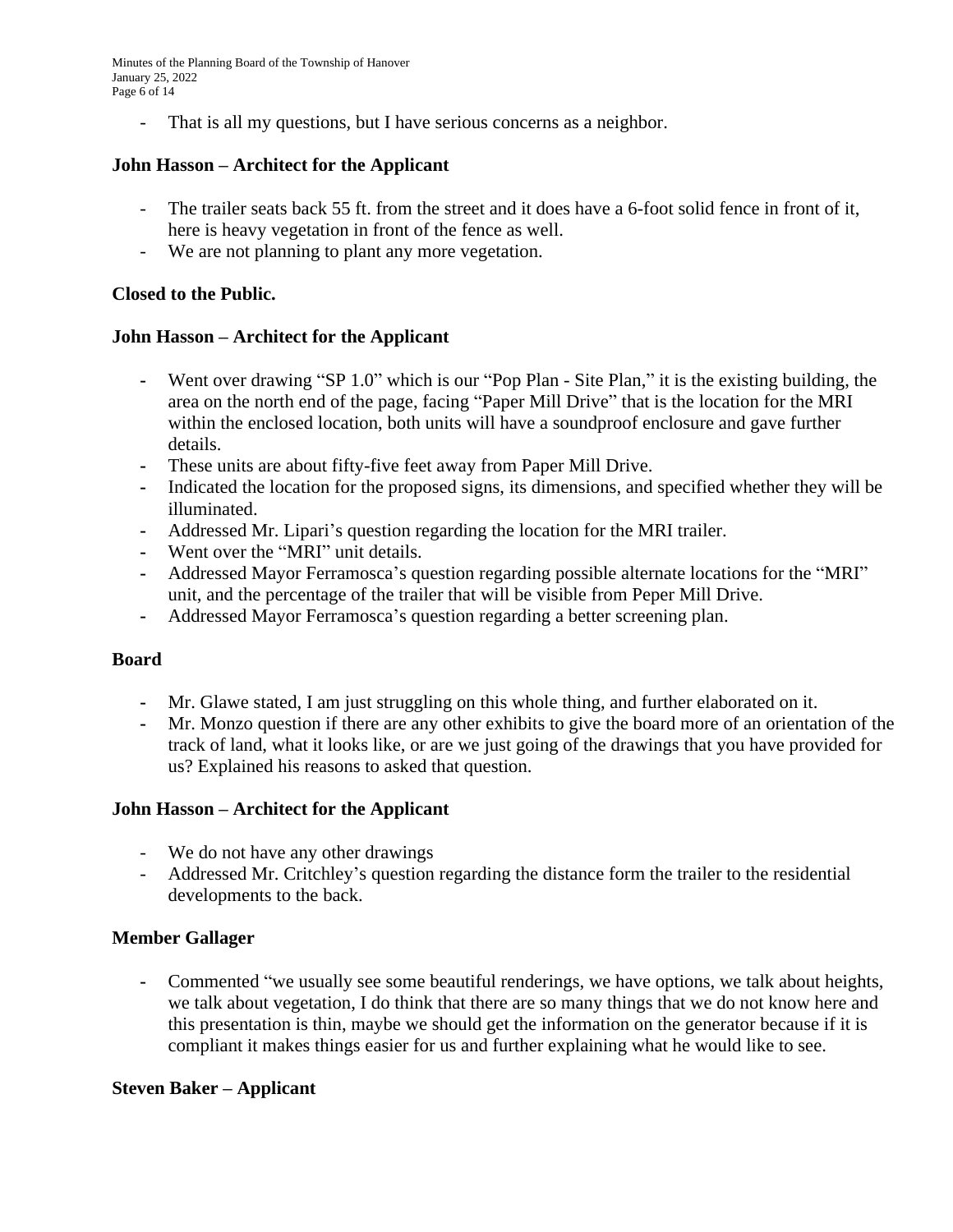- That is all my questions, but I have serious concerns as a neighbor.

**John Hasson – Architect for the Applicant**

- The trailer seats back 55 ft. from the street and it does have a 6-foot solid fence in front of it, here is heavy vegetation in front of the fence as well.
- We are not planning to plant any more vegetation.

**Closed to the Public.**

**John Hasson – Architect for the Applicant**

- Went over drawing "SP 1.0" which is our "Pop Plan - Site Plan," it is the existing building, the area on the north end of the page, facing "Paper Mill Drive" that is the location for the MRI within the enclosed location, both units will have a soundproof enclosure and gave further details.
- These units are about fifty-five feet away from Paper Mill Drive.
- Indicated the location for the proposed signs, its dimensions, and specified whether they will be illuminated.
- Addressed Mr. Lipari's question regarding the location for the MRI trailer.
- Went over the "MRI" unit details.
- Addressed Mayor Ferramosca's question regarding possible alternate locations for the "MRI" unit, and the percentage of the trailer that will be visible from Peper Mill Drive.
- Addressed Mayor Ferramosca's question regarding a better screening plan.

**Board**

- Mr. Glawe stated, I am just struggling on this whole thing, and further elaborated on it.
- Mr. Monzo question if there are any other exhibits to give the board more of an orientation of the track of land, what it looks like, or are we just going of the drawings that you have provided for us? Explained his reasons to asked that question.

**John Hasson – Architect for the Applicant**

- We do not have any other drawings
- Addressed Mr. Critchley's question regarding the distance form the trailer to the residential developments to the back.

**Member Gallager**

- Commented "we usually see some beautiful renderings, we have options, we talk about heights, we talk about vegetation, I do think that there are so many things that we do not know here and this presentation is thin, maybe we should get the information on the generator because if it is compliant it makes things easier for us and further explaining what he would like to see.

**Steven Baker – Applicant**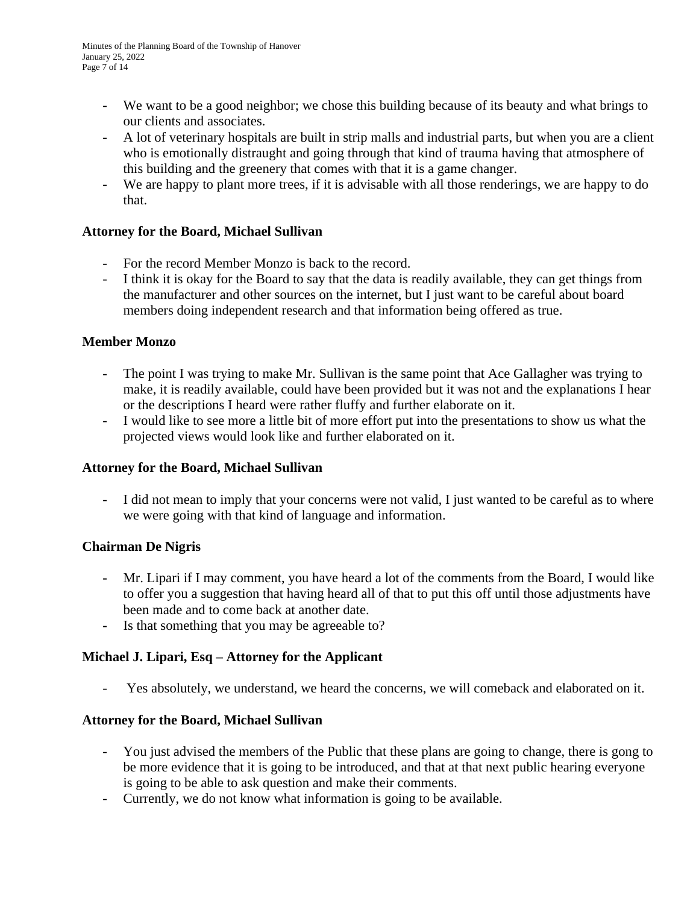- We want to be a good neighbor; we chose this building because of its beauty and what brings to our clients and associates.
- A lot of veterinary hospitals are built in strip malls and industrial parts, but when you are a client who is emotionally distraught and going through that kind of trauma having that atmosphere of this building and the greenery that comes with that it is a game changer.
- We are happy to plant more trees, if it is advisable with all those renderings, we are happy to do that.

**Attorney for the Board, Michael Sullivan**

- For the record Member Monzo is back to the record.
- I think it is okay for the Board to say that the data is readily available, they can get things from the manufacturer and other sources on the internet, but I just want to be careful about board members doing independent research and that information being offered as true.

**Member Monzo**

- The point I was trying to make Mr. Sullivan is the same point that Ace Gallagher was trying to make, it is readily available, could have been provided but it was not and the explanations I hear or the descriptions I heard were rather fluffy and further elaborate on it.
- I would like to see more a little bit of more effort put into the presentations to show us what the projected views would look like and further elaborated on it.

**Attorney for the Board, Michael Sullivan**

- I did not mean to imply that your concerns were not valid, I just wanted to be careful as to where we were going with that kind of language and information.

**Chairman De Nigris**

- Mr. Lipari if I may comment, you have heard a lot of the comments from the Board, I would like to offer you a suggestion that having heard all of that to put this off until those adjustments have been made and to come back at another date.
- Is that something that you may be agreeable to?

**Michael J. Lipari, Esq – Attorney for the Applicant**

- Yes absolutely, we understand, we heard the concerns, we will comeback and elaborated on it.

**Attorney for the Board, Michael Sullivan**

- You just advised the members of the Public that these plans are going to change, there is gong to be more evidence that it is going to be introduced, and that at that next public hearing everyone is going to be able to ask question and make their comments.
- Currently, we do not know what information is going to be available.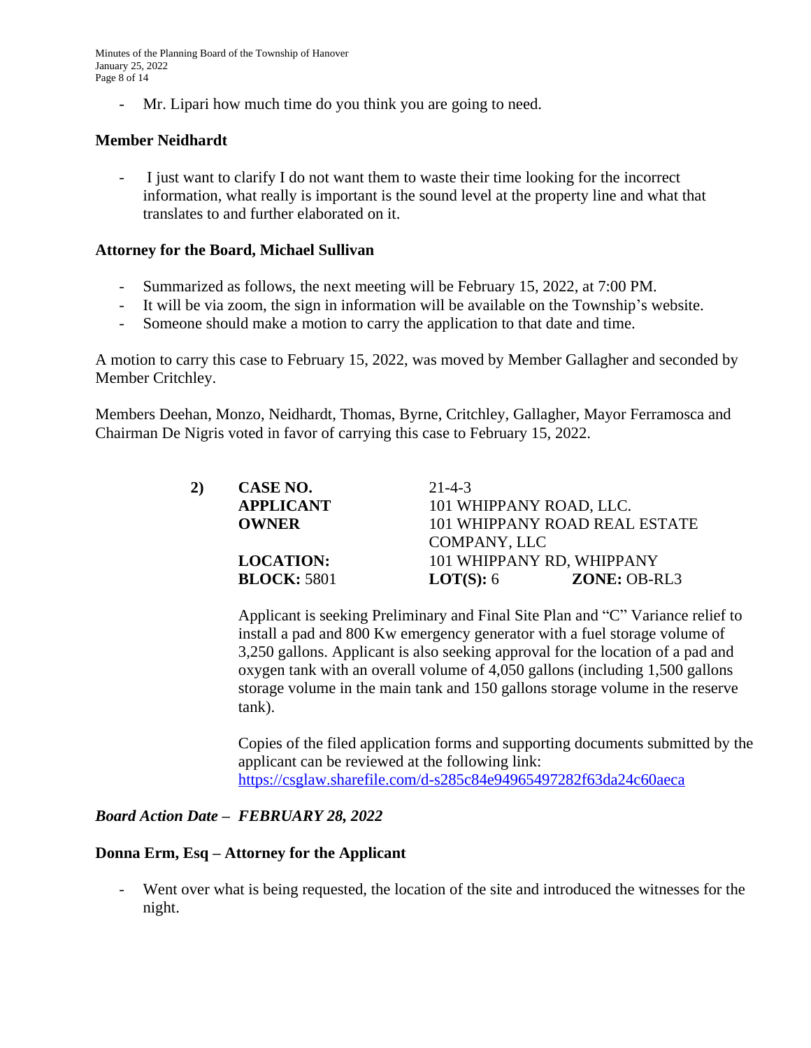- Mr. Lipari how much time do you think you are going to need.

**Member Neidhardt**

- I just want to clarify I do not want them to waste their time looking for the incorrect information, what really is important is the sound level at the property line and what that translates to and further elaborated on it.

**Attorney for the Board, Michael Sullivan**

- Summarized as follows, the next meeting will be February 15, 2022, at 7:00 PM.
- It will be via zoom, the sign in information will be available on the Township's website.
- Someone should make a motion to carry the application to that date and time.

A motion to carry this case to February 15, 2022, was moved by Member Gallagher and seconded by Member Critchley.

Members Deehan, Monzo, Neidhardt, Thomas, Byrne, Critchley, Gallagher, Mayor Ferramosca and Chairman De Nigris voted in favor of carrying this case to February 15, 2022.

**2)** **CASE NO.** 21-4-3
**APPLICANT** 101 WHIPPANY ROAD, LLC.
**OWNER** 101 WHIPPANY ROAD REAL ESTATE COMPANY, LLC
**LOCATION:** 101 WHIPPANY RD, WHIPPANY
**BLOCK:** 5801 **LOT(S):** 6 **ZONE:** OB-RL3

Applicant is seeking Preliminary and Final Site Plan and "C" Variance relief to install a pad and 800 Kw emergency generator with a fuel storage volume of 3,250 gallons. Applicant is also seeking approval for the location of a pad and oxygen tank with an overall volume of 4,050 gallons (including 1,500 gallons storage volume in the main tank and 150 gallons storage volume in the reserve tank).

Copies of the filed application forms and supporting documents submitted by the applicant can be reviewed at the following link: https://csglaw.sharefile.com/d-s285c84e94965497282f63da24c60aeca

***Board Action Date – FEBRUARY 28, 2022***

**Donna Erm, Esq – Attorney for the Applicant**

- Went over what is being requested, the location of the site and introduced the witnesses for the night.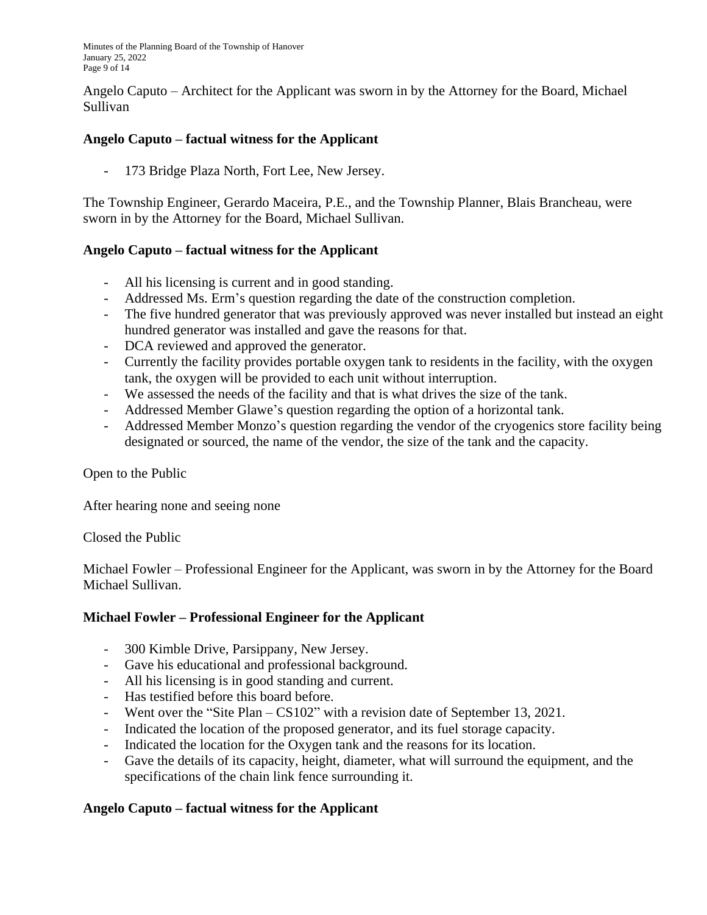Angelo Caputo – Architect for the Applicant was sworn in by the Attorney for the Board, Michael Sullivan

**Angelo Caputo – factual witness for the Applicant**

- 173 Bridge Plaza North, Fort Lee, New Jersey.

The Township Engineer, Gerardo Maceira, P.E., and the Township Planner, Blais Brancheau, were sworn in by the Attorney for the Board, Michael Sullivan.

**Angelo Caputo – factual witness for the Applicant**

- All his licensing is current and in good standing.
- Addressed Ms. Erm's question regarding the date of the construction completion.
- The five hundred generator that was previously approved was never installed but instead an eight hundred generator was installed and gave the reasons for that.
- DCA reviewed and approved the generator.
- Currently the facility provides portable oxygen tank to residents in the facility, with the oxygen tank, the oxygen will be provided to each unit without interruption.
- We assessed the needs of the facility and that is what drives the size of the tank.
- Addressed Member Glawe's question regarding the option of a horizontal tank.
- Addressed Member Monzo's question regarding the vendor of the cryogenics store facility being designated or sourced, the name of the vendor, the size of the tank and the capacity.

Open to the Public

After hearing none and seeing none

Closed the Public

Michael Fowler – Professional Engineer for the Applicant, was sworn in by the Attorney for the Board Michael Sullivan.

**Michael Fowler – Professional Engineer for the Applicant**

- 300 Kimble Drive, Parsippany, New Jersey.
- Gave his educational and professional background.
- All his licensing is in good standing and current.
- Has testified before this board before.
- Went over the "Site Plan – CS102" with a revision date of September 13, 2021.
- Indicated the location of the proposed generator, and its fuel storage capacity.
- Indicated the location for the Oxygen tank and the reasons for its location.
- Gave the details of its capacity, height, diameter, what will surround the equipment, and the specifications of the chain link fence surrounding it.

**Angelo Caputo – factual witness for the Applicant**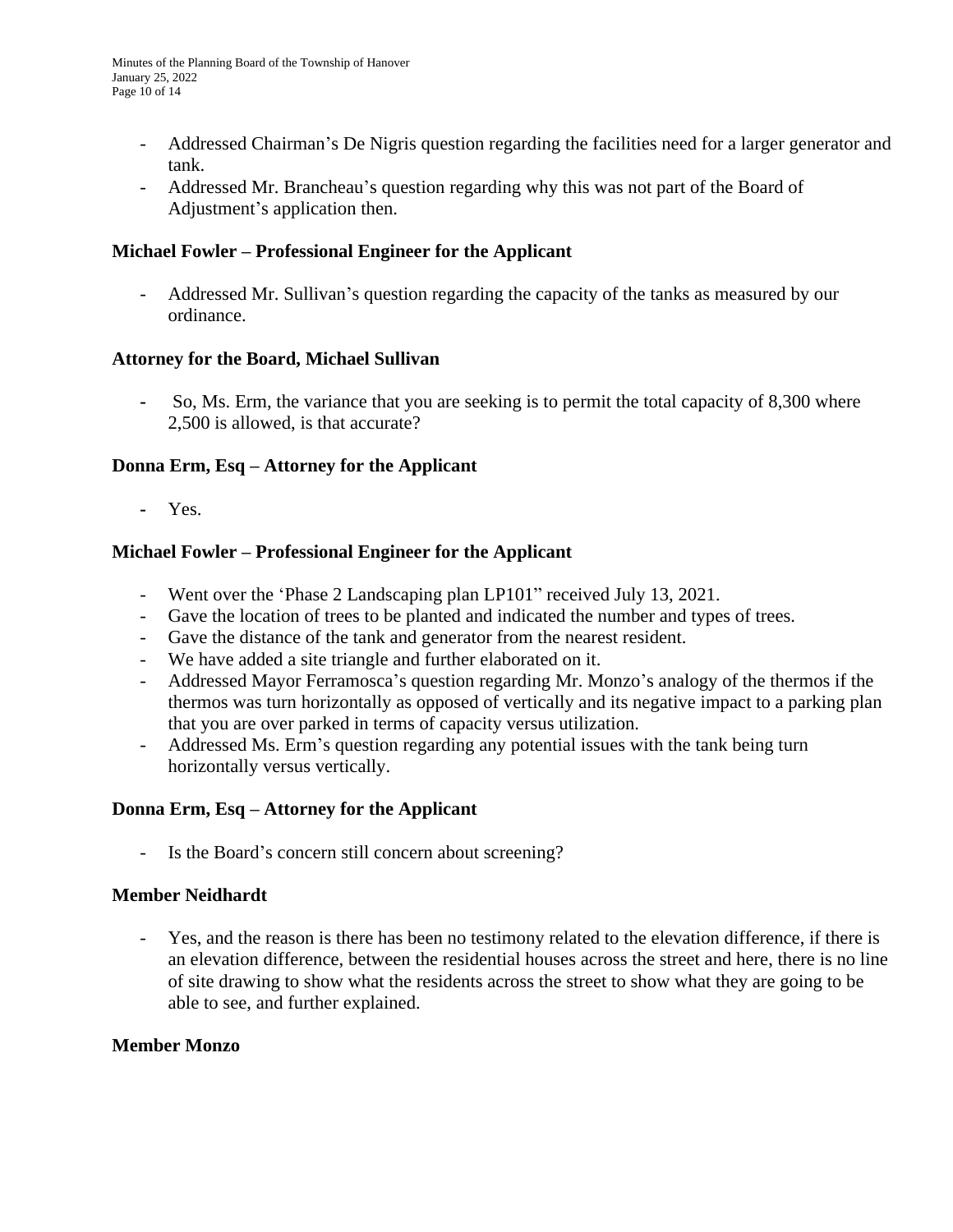- Addressed Chairman's De Nigris question regarding the facilities need for a larger generator and tank.
- Addressed Mr. Brancheau's question regarding why this was not part of the Board of Adjustment's application then.

**Michael Fowler – Professional Engineer for the Applicant**

- Addressed Mr. Sullivan's question regarding the capacity of the tanks as measured by our ordinance.

**Attorney for the Board, Michael Sullivan**

- So, Ms. Erm, the variance that you are seeking is to permit the total capacity of 8,300 where 2,500 is allowed, is that accurate?

**Donna Erm, Esq – Attorney for the Applicant**

- Yes.

**Michael Fowler – Professional Engineer for the Applicant**

- Went over the 'Phase 2 Landscaping plan LP101" received July 13, 2021.
- Gave the location of trees to be planted and indicated the number and types of trees.
- Gave the distance of the tank and generator from the nearest resident.
- We have added a site triangle and further elaborated on it.
- Addressed Mayor Ferramosca's question regarding Mr. Monzo's analogy of the thermos if the thermos was turn horizontally as opposed of vertically and its negative impact to a parking plan that you are over parked in terms of capacity versus utilization.
- Addressed Ms. Erm's question regarding any potential issues with the tank being turn horizontally versus vertically.

**Donna Erm, Esq – Attorney for the Applicant**

- Is the Board's concern still concern about screening?

**Member Neidhardt**

- Yes, and the reason is there has been no testimony related to the elevation difference, if there is an elevation difference, between the residential houses across the street and here, there is no line of site drawing to show what the residents across the street to show what they are going to be able to see, and further explained.

**Member Monzo**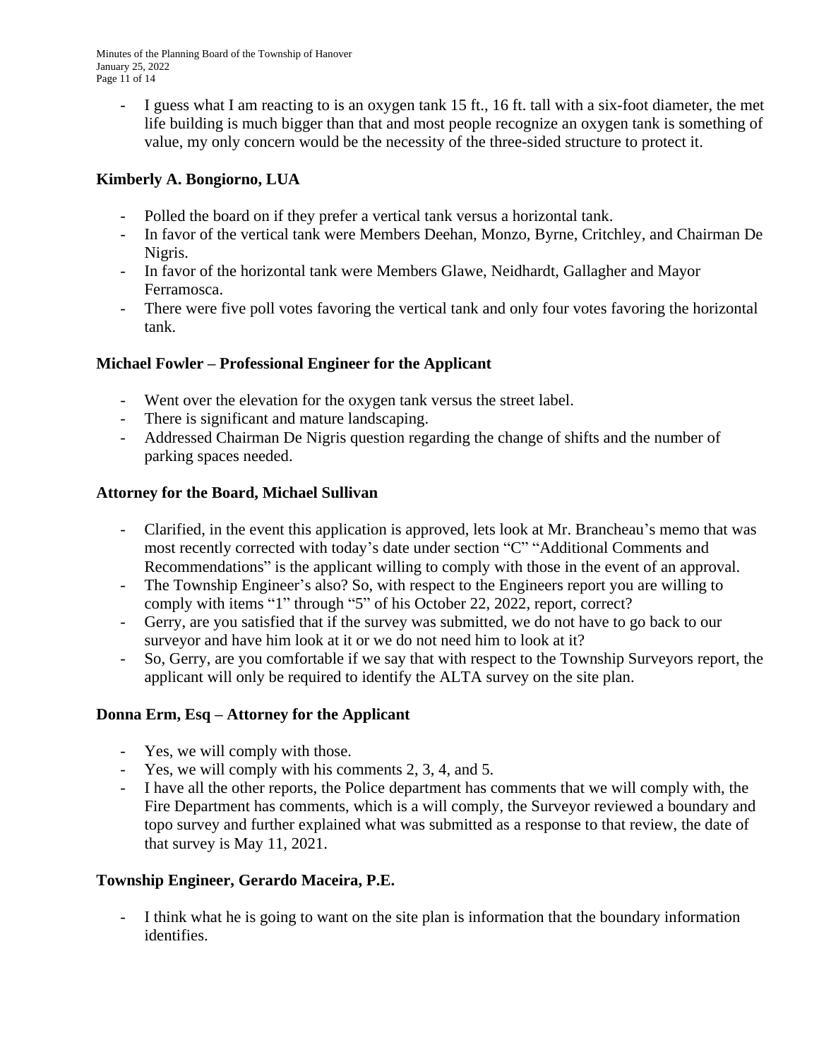- I guess what I am reacting to is an oxygen tank 15 ft., 16 ft. tall with a six-foot diameter, the met life building is much bigger than that and most people recognize an oxygen tank is something of value, my only concern would be the necessity of the three-sided structure to protect it.

**Kimberly A. Bongiorno, LUA**

- Polled the board on if they prefer a vertical tank versus a horizontal tank.
- In favor of the vertical tank were Members Deehan, Monzo, Byrne, Critchley, and Chairman De Nigris.
- In favor of the horizontal tank were Members Glawe, Neidhardt, Gallagher and Mayor Ferramosca.
- There were five poll votes favoring the vertical tank and only four votes favoring the horizontal tank.

**Michael Fowler – Professional Engineer for the Applicant**

- Went over the elevation for the oxygen tank versus the street label.
- There is significant and mature landscaping.
- Addressed Chairman De Nigris question regarding the change of shifts and the number of parking spaces needed.

**Attorney for the Board, Michael Sullivan**

- Clarified, in the event this application is approved, lets look at Mr. Brancheau's memo that was most recently corrected with today's date under section "C" "Additional Comments and Recommendations" is the applicant willing to comply with those in the event of an approval.
- The Township Engineer's also? So, with respect to the Engineers report you are willing to comply with items "1" through "5" of his October 22, 2022, report, correct?
- Gerry, are you satisfied that if the survey was submitted, we do not have to go back to our surveyor and have him look at it or we do not need him to look at it?
- So, Gerry, are you comfortable if we say that with respect to the Township Surveyors report, the applicant will only be required to identify the ALTA survey on the site plan.

**Donna Erm, Esq – Attorney for the Applicant**

- Yes, we will comply with those.
- Yes, we will comply with his comments 2, 3, 4, and 5.
- I have all the other reports, the Police department has comments that we will comply with, the Fire Department has comments, which is a will comply, the Surveyor reviewed a boundary and topo survey and further explained what was submitted as a response to that review, the date of that survey is May 11, 2021.

**Township Engineer, Gerardo Maceira, P.E.**

- I think what he is going to want on the site plan is information that the boundary information identifies.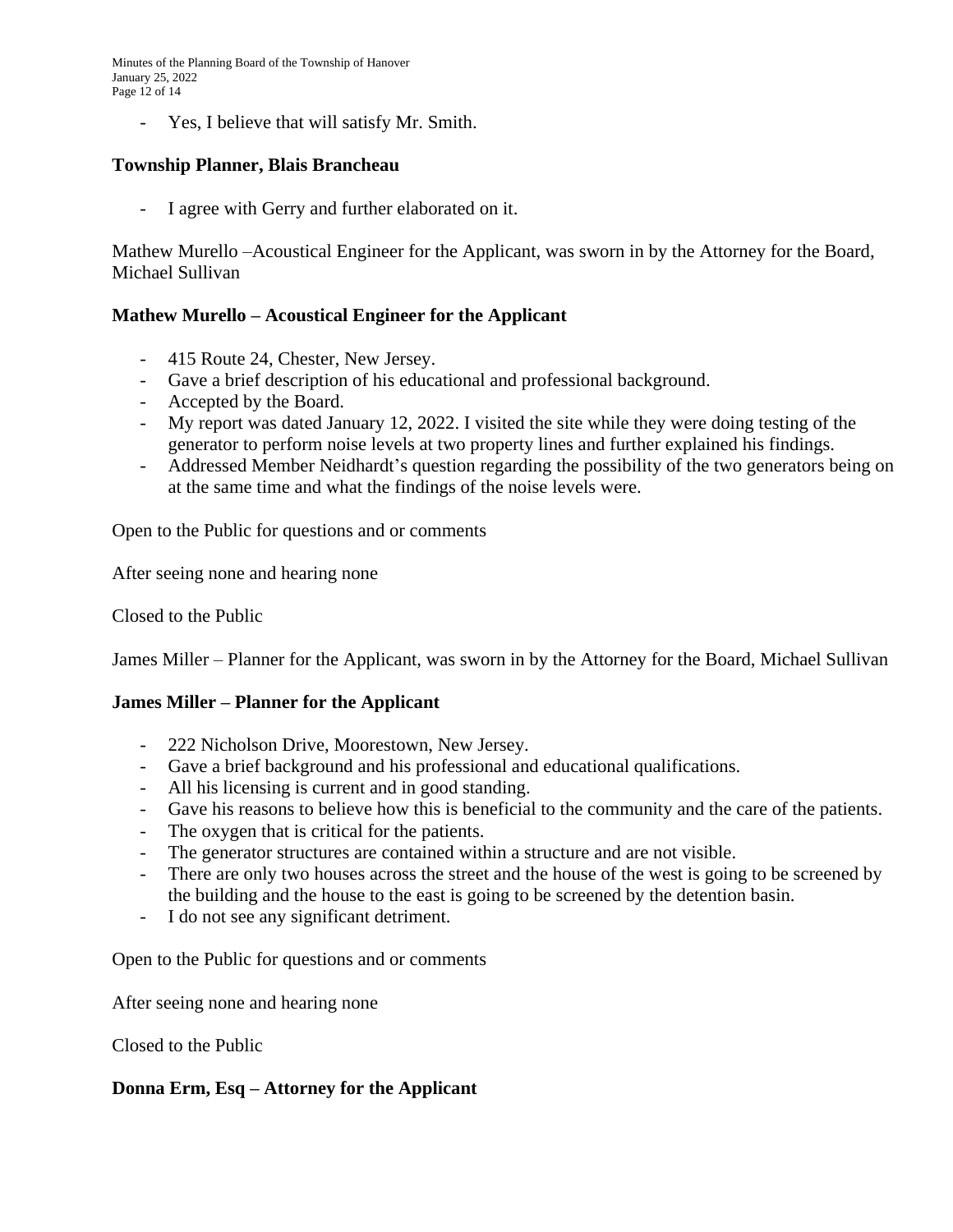- Yes, I believe that will satisfy Mr. Smith.

**Township Planner, Blais Brancheau**

- I agree with Gerry and further elaborated on it.

Mathew Murello –Acoustical Engineer for the Applicant, was sworn in by the Attorney for the Board, Michael Sullivan

**Mathew Murello – Acoustical Engineer for the Applicant**

- 415 Route 24, Chester, New Jersey.
- Gave a brief description of his educational and professional background.
- Accepted by the Board.
- My report was dated January 12, 2022. I visited the site while they were doing testing of the generator to perform noise levels at two property lines and further explained his findings.
- Addressed Member Neidhardt's question regarding the possibility of the two generators being on at the same time and what the findings of the noise levels were.

Open to the Public for questions and or comments

After seeing none and hearing none

Closed to the Public

James Miller – Planner for the Applicant, was sworn in by the Attorney for the Board, Michael Sullivan

**James Miller – Planner for the Applicant**

- 222 Nicholson Drive, Moorestown, New Jersey.
- Gave a brief background and his professional and educational qualifications.
- All his licensing is current and in good standing.
- Gave his reasons to believe how this is beneficial to the community and the care of the patients.
- The oxygen that is critical for the patients.
- The generator structures are contained within a structure and are not visible.
- There are only two houses across the street and the house of the west is going to be screened by the building and the house to the east is going to be screened by the detention basin.
- I do not see any significant detriment.

Open to the Public for questions and or comments

After seeing none and hearing none

Closed to the Public

**Donna Erm, Esq – Attorney for the Applicant**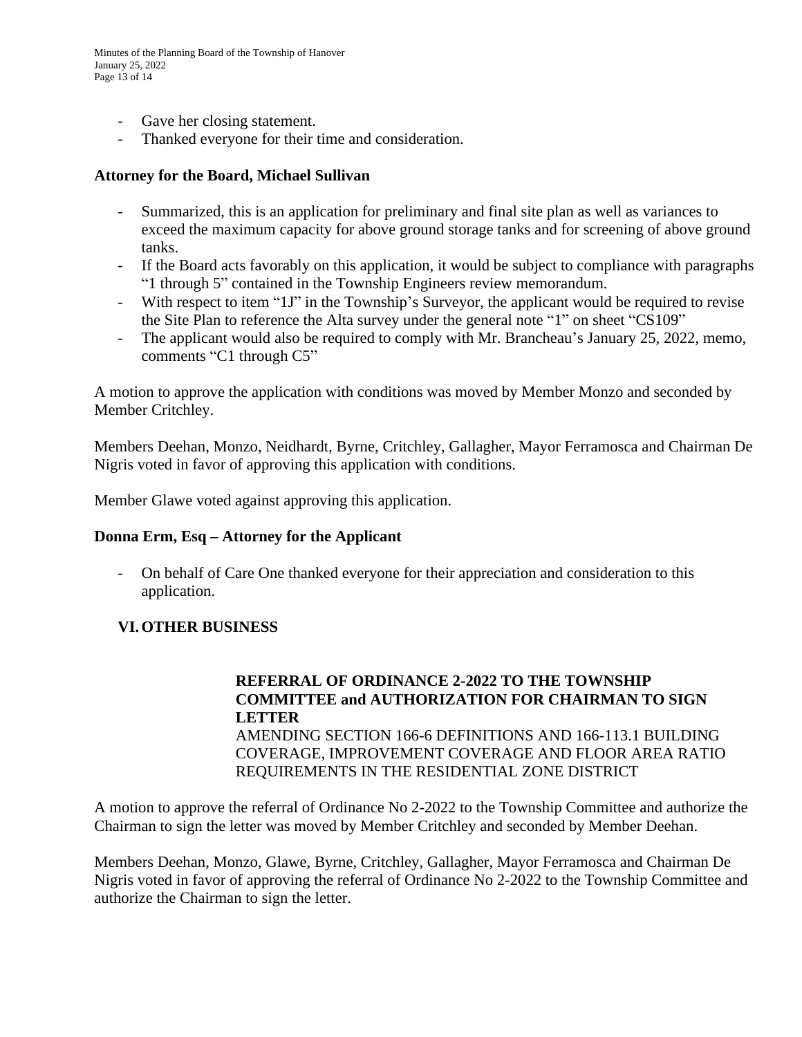- Gave her closing statement.
- Thanked everyone for their time and consideration.

**Attorney for the Board, Michael Sullivan**

- Summarized, this is an application for preliminary and final site plan as well as variances to exceed the maximum capacity for above ground storage tanks and for screening of above ground tanks.
- If the Board acts favorably on this application, it would be subject to compliance with paragraphs "1 through 5" contained in the Township Engineers review memorandum.
- With respect to item "1J" in the Township's Surveyor, the applicant would be required to revise the Site Plan to reference the Alta survey under the general note "1" on sheet "CS109"
- The applicant would also be required to comply with Mr. Brancheau's January 25, 2022, memo, comments "C1 through C5"

A motion to approve the application with conditions was moved by Member Monzo and seconded by Member Critchley.

Members Deehan, Monzo, Neidhardt, Byrne, Critchley, Gallagher, Mayor Ferramosca and Chairman De Nigris voted in favor of approving this application with conditions.

Member Glawe voted against approving this application.

**Donna Erm, Esq – Attorney for the Applicant**

- On behalf of Care One thanked everyone for their appreciation and consideration to this application.

## VI. OTHER BUSINESS

**REFERRAL OF ORDINANCE 2-2022 TO THE TOWNSHIP COMMITTEE and AUTHORIZATION FOR CHAIRMAN TO SIGN LETTER**
AMENDING SECTION 166-6 DEFINITIONS AND 166-113.1 BUILDING COVERAGE, IMPROVEMENT COVERAGE AND FLOOR AREA RATIO REQUIREMENTS IN THE RESIDENTIAL ZONE DISTRICT

A motion to approve the referral of Ordinance No 2-2022 to the Township Committee and authorize the Chairman to sign the letter was moved by Member Critchley and seconded by Member Deehan.

Members Deehan, Monzo, Glawe, Byrne, Critchley, Gallagher, Mayor Ferramosca and Chairman De Nigris voted in favor of approving the referral of Ordinance No 2-2022 to the Township Committee and authorize the Chairman to sign the letter.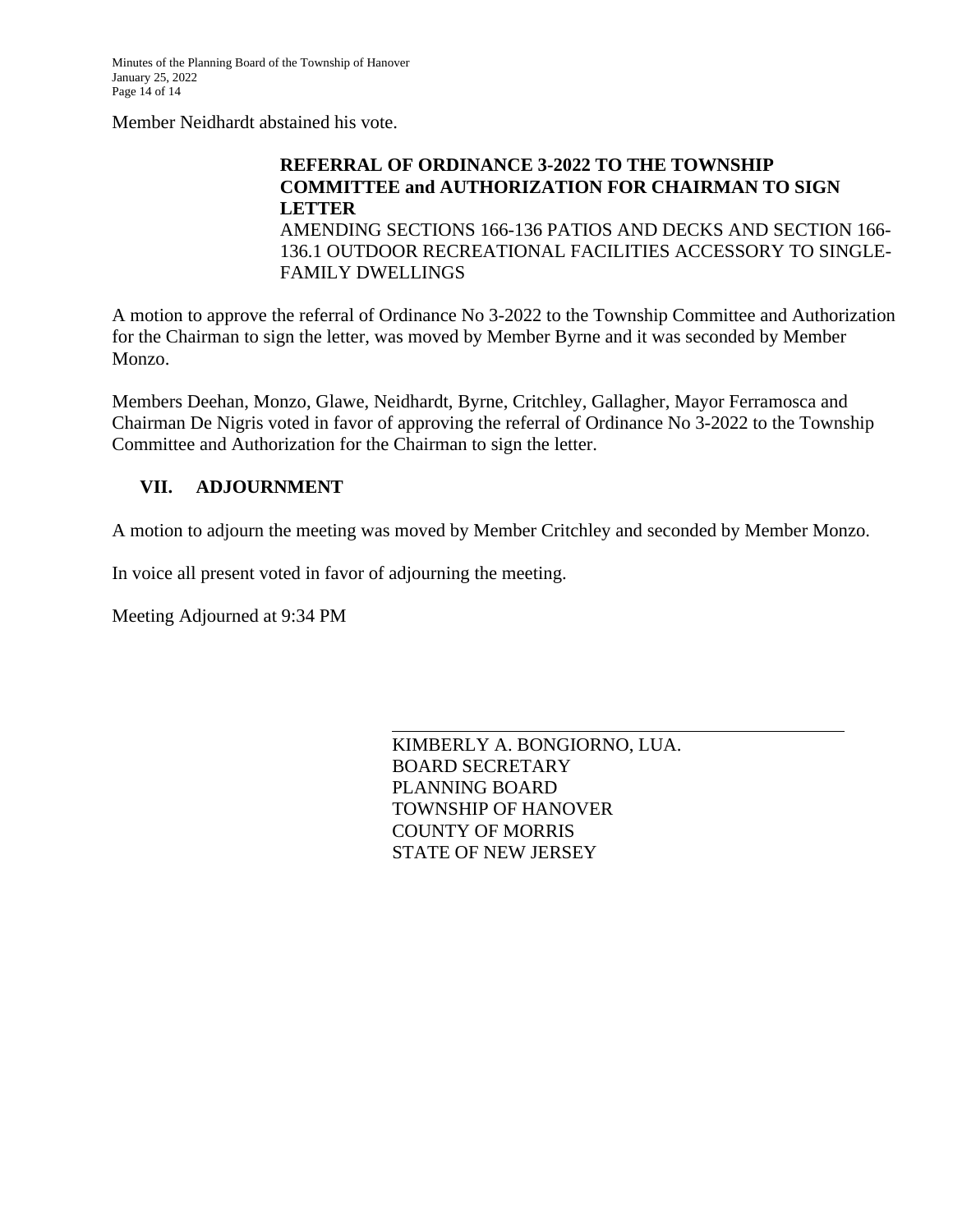Member Neidhardt abstained his vote.

**REFERRAL OF ORDINANCE 3-2022 TO THE TOWNSHIP COMMITTEE and AUTHORIZATION FOR CHAIRMAN TO SIGN LETTER**
AMENDING SECTIONS 166-136 PATIOS AND DECKS AND SECTION 166-136.1 OUTDOOR RECREATIONAL FACILITIES ACCESSORY TO SINGLE-FAMILY DWELLINGS

A motion to approve the referral of Ordinance No 3-2022 to the Township Committee and Authorization for the Chairman to sign the letter, was moved by Member Byrne and it was seconded by Member Monzo.

Members Deehan, Monzo, Glawe, Neidhardt, Byrne, Critchley, Gallagher, Mayor Ferramosca and Chairman De Nigris voted in favor of approving the referral of Ordinance No 3-2022 to the Township Committee and Authorization for the Chairman to sign the letter.

## VII. ADJOURNMENT

A motion to adjourn the meeting was moved by Member Critchley and seconded by Member Monzo.

In voice all present voted in favor of adjourning the meeting.

Meeting Adjourned at 9:34 PM

KIMBERLY A. BONGIORNO, LUA.
BOARD SECRETARY
PLANNING BOARD
TOWNSHIP OF HANOVER
COUNTY OF MORRIS
STATE OF NEW JERSEY